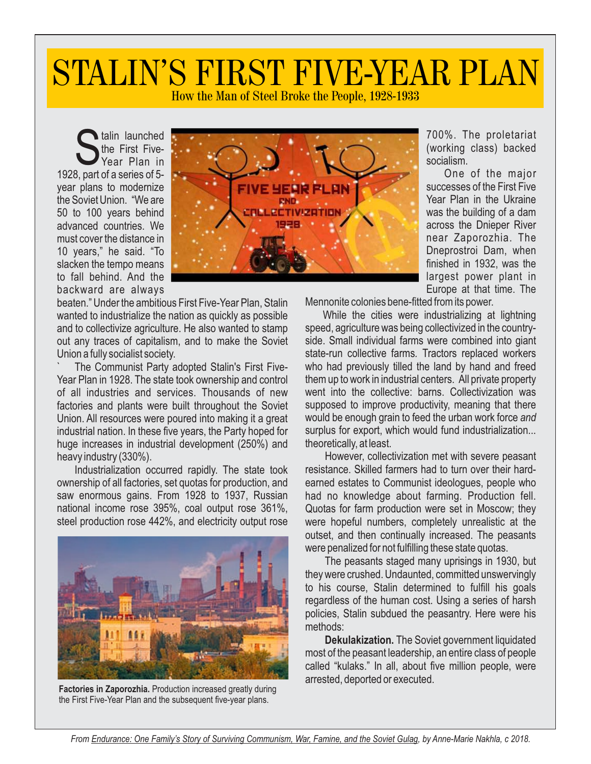# STALIN'S FIRST FIVE-YEAR PLAN

How the Man of Steel Broke the People, 1928-1933

Stalin launched the First Five-Year Plan in 1928, part of a series of 5-year plans to modernize the Soviet Union. "We are 50 to 100 years behind advanced countries. We must cover the distance in 10 years," he said. "To slacken the tempo means to fall behind. And the backward are always beaten." Under the ambitious First Five-Year Plan, Stalin wanted to industrialize the nation as quickly as possible and to collectivize agriculture. He also wanted to stamp out any traces of capitalism, and to make the Soviet Union a fully socialist society.

` The Communist Party adopted Stalin's First Five-Year Plan in 1928. The state took ownership and control of all industries and services. Thousands of new factories and plants were built throughout the Soviet Union. All resources were poured into making it a great industrial nation. In these five years, the Party hoped for huge increases in industrial development (250%) and heavy industry (330%).

Industrialization occurred rapidly. The state took ownership of all factories, set quotas for production, and saw enormous gains. From 1928 to 1937, Russian national income rose 395%, coal output rose 361%, steel production rose 442%, and electricity output rose 700%. The proletariat (working class) backed socialism.

**Factories in Zaporozhia.** Production increased greatly during the First Five-Year Plan and the subsequent five-year plans.

One of the major successes of the First Five Year Plan in the Ukraine was the building of a dam across the Dnieper River near Zaporozhia. The Dneprostroi Dam, when finished in 1932, was the largest power plant in Europe at that time. The Mennonite colonies bene-fitted from its power.

While the cities were industrializing at lightning speed, agriculture was being collectivized in the country-side. Small individual farms were combined into giant state-run collective farms. Tractors replaced workers who had previously tilled the land by hand and freed them up to work in industrial centers. All private property went into the collective: barns. Collectivization was supposed to improve productivity, meaning that there would be enough grain to feed the urban work force *and* surplus for export, which would fund industrialization... theoretically, at least.

However, collectivization met with severe peasant resistance. Skilled farmers had to turn over their hard-earned estates to Communist ideologues, people who had no knowledge about farming. Production fell. Quotas for farm production were set in Moscow; they were hopeful numbers, completely unrealistic at the outset, and then continually increased. The peasants were penalized for not fulfilling these state quotas.

The peasants staged many uprisings in 1930, but they were crushed. Undaunted, committed unswervingly to his course, Stalin determined to fulfill his goals regardless of the human cost. Using a series of harsh policies, Stalin subdued the peasantry. Here were his methods:

**Dekulakization.** The Soviet government liquidated most of the peasant leadership, an entire class of people called "kulaks." In all, about five million people, were arrested, deported or executed.

*From* *Endurance: One Family's Story of Surviving Communism, War, Famine, and the Soviet Gulag*, *by Anne-Marie Nakhla, c 2018.*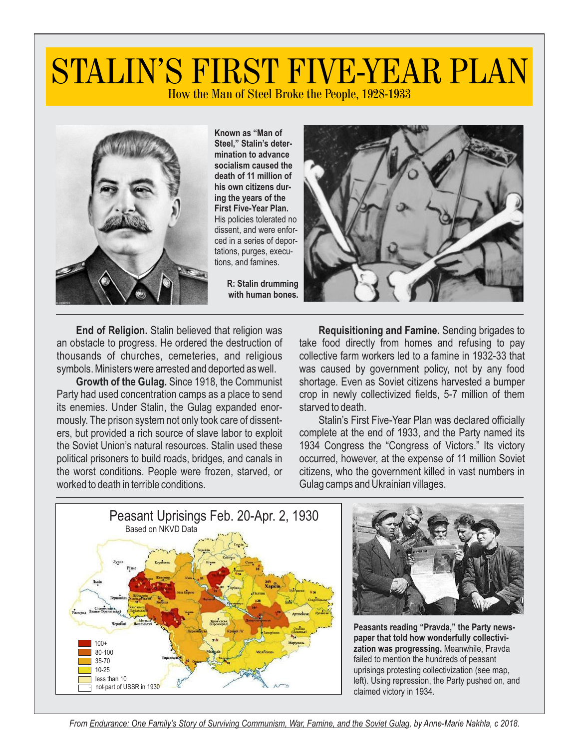# STALIN'S FIRST FIVE-YEAR PLAN

How the Man of Steel Broke the People, 1928-1933

**Known as "Man of Steel," Stalin's determination to advance socialism caused the death of 11 million of his own citizens during the years of the First Five-Year Plan.** His policies tolerated no dissent, and were enforced in a series of deportations, purges, executions, and famines.

**R: Stalin drumming with human bones.**

**End of Religion.** Stalin believed that religion was an obstacle to progress. He ordered the destruction of thousands of churches, cemeteries, and religious symbols. Ministers were arrested and deported as well.

**Growth of the Gulag.** Since 1918, the Communist Party had used concentration camps as a place to send its enemies. Under Stalin, the Gulag expanded enormously. The prison system not only took care of dissenters, but provided a rich source of slave labor to exploit the Soviet Union's natural resources. Stalin used these political prisoners to build roads, bridges, and canals in the worst conditions. People were frozen, starved, or worked to death in terrible conditions.

**Requisitioning and Famine.** Sending brigades to take food directly from homes and refusing to pay collective farm workers led to a famine in 1932-33 that was caused by government policy, not by any food shortage. Even as Soviet citizens harvested a bumper crop in newly collectivized fields, 5-7 million of them starved to death.

Stalin's First Five-Year Plan was declared officially complete at the end of 1933, and the Party named its 1934 Congress the "Congress of Victors." Its victory occurred, however, at the expense of 11 million Soviet citizens, who the government killed in vast numbers in Gulag camps and Ukrainian villages.

Peasant Uprisings Feb. 20-Apr. 2, 1930
Based on NKVD Data

100+
80-100
35-70
10-25
less than 10
not part of USSR in 1930

**Peasants reading "Pravda," the Party newspaper that told how wonderfully collectivization was progressing.** Meanwhile, Pravda failed to mention the hundreds of peasant uprisings protesting collectivization (see map, left). Using repression, the Party pushed on, and claimed victory in 1934.

*From Endurance: One Family's Story of Surviving Communism, War, Famine, and the Soviet Gulag, by Anne-Marie Nakhla, c 2018.*